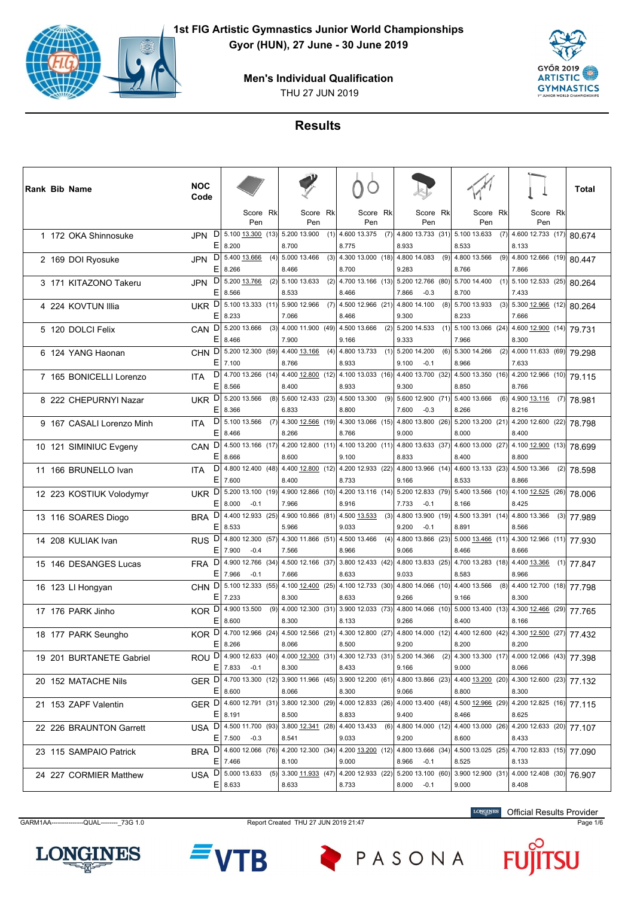# 1st FIG Artistic Gymnastics Junior World Championships

**Gyor (HUN), 27 June - 30 June 2019**

**Men's Individual Qualification**

THU 27 JUN 2019

## Results

| Rank | Bib | Name | NOC Code | | Floor Score | Rk | Pommel Horse Score | Rk | Rings Score | Rk | Vault Score | Rk | Parallel Bars Score | Rk | Horizontal Bar Score | Rk | Total |
|---|---|---|---|---|---|---|---|---|---|---|---|---|---|---|---|---|---|
| 1 | 172 | OKA Shinnosuke | JPN | D | 5.100 13.300 | (13) | 5.200 13.900 | (1) | 4.600 13.375 | (7) | 4.800 13.733 | (31) | 5.100 13.633 | (7) | 4.600 12.733 | (17) | 80.674 |
| | | | | E | 8.200 | | 8.700 | | 8.775 | | 8.933 | | 8.533 | | 8.133 | | |
| 2 | 169 | DOI Ryosuke | JPN | D | 5.400 13.666 | (4) | 5.000 13.466 | (3) | 4.300 13.000 | (18) | 4.800 14.083 | (9) | 4.800 13.566 | (9) | 4.800 12.666 | (19) | 80.447 |
| | | | | E | 8.266 | | 8.466 | | 8.700 | | 9.283 | | 8.766 | | 7.866 | | |
| 3 | 171 | KITAZONO Takeru | JPN | D | 5.200 13.766 | (2) | 5.100 13.633 | (2) | 4.700 13.166 | (13) | 5.200 12.766 | (80) | 5.700 14.400 | (1) | 5.100 12.533 | (25) | 80.264 |
| | | | | E | 8.566 | | 8.533 | | 8.466 | | 7.866 -0.3 | | 8.700 | | 7.433 | | |
| 4 | 224 | KOVTUN Illia | UKR | D | 5.100 13.333 | (11) | 5.900 12.966 | (7) | 4.500 12.966 | (21) | 4.800 14.100 | (8) | 5.700 13.933 | (3) | 5.300 12.966 | (12) | 80.264 |
| | | | | E | 8.233 | | 7.066 | | 8.466 | | 9.300 | | 8.233 | | 7.666 | | |
| 5 | 120 | DOLCI Felix | CAN | D | 5.200 13.666 | (3) | 4.000 11.900 | (49) | 4.500 13.666 | (2) | 5.200 14.533 | (1) | 5.100 13.066 | (24) | 4.600 12.900 | (14) | 79.731 |
| | | | | E | 8.466 | | 7.900 | | 9.166 | | 9.333 | | 7.966 | | 8.300 | | |
| 6 | 124 | YANG Haonan | CHN | D | 5.200 12.300 | (59) | 4.400 13.166 | (4) | 4.800 13.733 | (1) | 5.200 14.200 | (6) | 5.300 14.266 | (2) | 4.000 11.633 | (69) | 79.298 |
| | | | | E | 7.100 | | 8.766 | | 8.933 | | 9.100 -0.1 | | 8.966 | | 7.633 | | |
| 7 | 165 | BONICELLI Lorenzo | ITA | D | 4.700 13.266 | (14) | 4.400 12.800 | (12) | 4.100 13.033 | (16) | 4.400 13.700 | (32) | 4.500 13.350 | (16) | 4.200 12.966 | (10) | 79.115 |
| | | | | E | 8.566 | | 8.400 | | 8.933 | | 9.300 | | 8.850 | | 8.766 | | |
| 8 | 222 | CHEPURNYI Nazar | UKR | D | 5.200 13.566 | (8) | 5.600 12.433 | (23) | 4.500 13.300 | (9) | 5.600 12.900 | (71) | 5.400 13.666 | (6) | 4.900 13.116 | (7) | 78.981 |
| | | | | E | 8.366 | | 6.833 | | 8.800 | | 7.600 -0.3 | | 8.266 | | 8.216 | | |
| 9 | 167 | CASALI Lorenzo Minh | ITA | D | 5.100 13.566 | (7) | 4.300 12.566 | (19) | 4.300 13.066 | (15) | 4.800 13.800 | (26) | 5.200 13.200 | (21) | 4.200 12.600 | (22) | 78.798 |
| | | | | E | 8.466 | | 8.266 | | 8.766 | | 9.000 | | 8.000 | | 8.400 | | |
| 10 | 121 | SIMINIUC Evgeny | CAN | D | 4.500 13.166 | (17) | 4.200 12.800 | (11) | 4.100 13.200 | (11) | 4.800 13.633 | (37) | 4.600 13.000 | (27) | 4.100 12.900 | (13) | 78.699 |
| | | | | E | 8.666 | | 8.600 | | 9.100 | | 8.833 | | 8.400 | | 8.800 | | |
| 11 | 166 | BRUNELLO Ivan | ITA | D | 4.800 12.400 | (48) | 4.400 12.800 | (12) | 4.200 12.933 | (22) | 4.800 13.966 | (14) | 4.600 13.133 | (23) | 4.500 13.366 | (2) | 78.598 |
| | | | | E | 7.600 | | 8.400 | | 8.733 | | 9.166 | | 8.533 | | 8.866 | | |
| 12 | 223 | KOSTIUK Volodymyr | UKR | D | 5.200 13.100 | (19) | 4.900 12.866 | (10) | 4.200 13.116 | (14) | 5.200 12.833 | (79) | 5.400 13.566 | (10) | 4.100 12.525 | (26) | 78.006 |
| | | | | E | 8.000 -0.1 | | 7.966 | | 8.916 | | 7.733 -0.1 | | 8.166 | | 8.425 | | |
| 13 | 116 | SOARES Diogo | BRA | D | 4.400 12.933 | (25) | 4.900 10.866 | (81) | 4.500 13.533 | (3) | 4.800 13.900 | (19) | 4.500 13.391 | (14) | 4.800 13.366 | (3) | 77.989 |
| | | | | E | 8.533 | | 5.966 | | 9.033 | | 9.200 -0.1 | | 8.891 | | 8.566 | | |
| 14 | 208 | KULIAK Ivan | RUS | D | 4.800 12.300 | (57) | 4.300 11.866 | (51) | 4.500 13.466 | (4) | 4.800 13.866 | (23) | 5.000 13.466 | (11) | 4.300 12.966 | (11) | 77.930 |
| | | | | E | 7.900 -0.4 | | 7.566 | | 8.966 | | 9.066 | | 8.466 | | 8.666 | | |
| 15 | 146 | DESANGES Lucas | FRA | D | 4.900 12.766 | (34) | 4.500 12.166 | (37) | 3.800 12.433 | (42) | 4.800 13.833 | (25) | 4.700 13.283 | (18) | 4.400 13.366 | (1) | 77.847 |
| | | | | E | 7.966 -0.1 | | 7.666 | | 8.633 | | 9.033 | | 8.583 | | 8.966 | | |
| 16 | 123 | LI Hongyan | CHN | D | 5.100 12.333 | (55) | 4.100 12.400 | (25) | 4.100 12.733 | (30) | 4.800 14.066 | (10) | 4.400 13.566 | (8) | 4.400 12.700 | (18) | 77.798 |
| | | | | E | 7.233 | | 8.300 | | 8.633 | | 9.266 | | 9.166 | | 8.300 | | |
| 17 | 176 | PARK Jinho | KOR | D | 4.900 13.500 | (9) | 4.000 12.300 | (31) | 3.900 12.033 | (73) | 4.800 14.066 | (10) | 5.000 13.400 | (13) | 4.300 12.466 | (29) | 77.765 |
| | | | | E | 8.600 | | 8.300 | | 8.133 | | 9.266 | | 8.400 | | 8.166 | | |
| 18 | 177 | PARK Seungho | KOR | D | 4.700 12.966 | (24) | 4.500 12.566 | (21) | 4.300 12.800 | (27) | 4.800 14.000 | (12) | 4.400 12.600 | (42) | 4.300 12.500 | (27) | 77.432 |
| | | | | E | 8.266 | | 8.066 | | 8.500 | | 9.200 | | 8.200 | | 8.200 | | |
| 19 | 201 | BURTANETE Gabriel | ROU | D | 4.900 12.633 | (40) | 4.000 12.300 | (31) | 4.300 12.733 | (31) | 5.200 14.366 | (2) | 4.300 13.300 | (17) | 4.000 12.066 | (43) | 77.398 |
| | | | | E | 7.833 -0.1 | | 8.300 | | 8.433 | | 9.166 | | 9.000 | | 8.066 | | |
| 20 | 152 | MATACHE Nils | GER | D | 4.700 13.300 | (12) | 3.900 11.966 | (45) | 3.900 12.200 | (61) | 4.800 13.866 | (23) | 4.400 13.200 | (20) | 4.300 12.600 | (23) | 77.132 |
| | | | | E | 8.600 | | 8.066 | | 8.300 | | 9.066 | | 8.800 | | 8.300 | | |
| 21 | 153 | ZAPF Valentin | GER | D | 4.600 12.791 | (31) | 3.800 12.300 | (29) | 4.000 12.833 | (26) | 4.000 13.400 | (48) | 4.500 12.966 | (29) | 4.200 12.825 | (16) | 77.115 |
| | | | | E | 8.191 | | 8.500 | | 8.833 | | 9.400 | | 8.466 | | 8.625 | | |
| 22 | 226 | BRAUNTON Garrett | USA | D | 4.500 11.700 | (93) | 3.800 12.341 | (28) | 4.400 13.433 | (6) | 4.800 14.000 | (12) | 4.400 13.000 | (26) | 4.200 12.633 | (20) | 77.107 |
| | | | | E | 7.500 -0.3 | | 8.541 | | 9.033 | | 9.200 | | 8.600 | | 8.433 | | |
| 23 | 115 | SAMPAIO Patrick | BRA | D | 4.600 12.066 | (76) | 4.200 12.300 | (34) | 4.200 13.200 | (12) | 4.800 13.666 | (34) | 4.500 13.025 | (25) | 4.700 12.833 | (15) | 77.090 |
| | | | | E | 7.466 | | 8.100 | | 9.000 | | 8.966 -0.1 | | 8.525 | | 8.133 | | |
| 24 | 227 | CORMIER Matthew | USA | D | 5.000 13.633 | (5) | 3.300 11.933 | (47) | 4.200 12.933 | (22) | 5.200 13.100 | (60) | 3.900 12.900 | (31) | 4.000 12.408 | (30) | 76.907 |
| | | | | E | 8.633 | | 8.633 | | 8.733 | | 8.000 -0.1 | | 9.000 | | 8.408 | | |

GARM1AA----------------QUAL--------_73G 1.0 Report Created THU 27 JUN 2019 21:47

Official Results Provider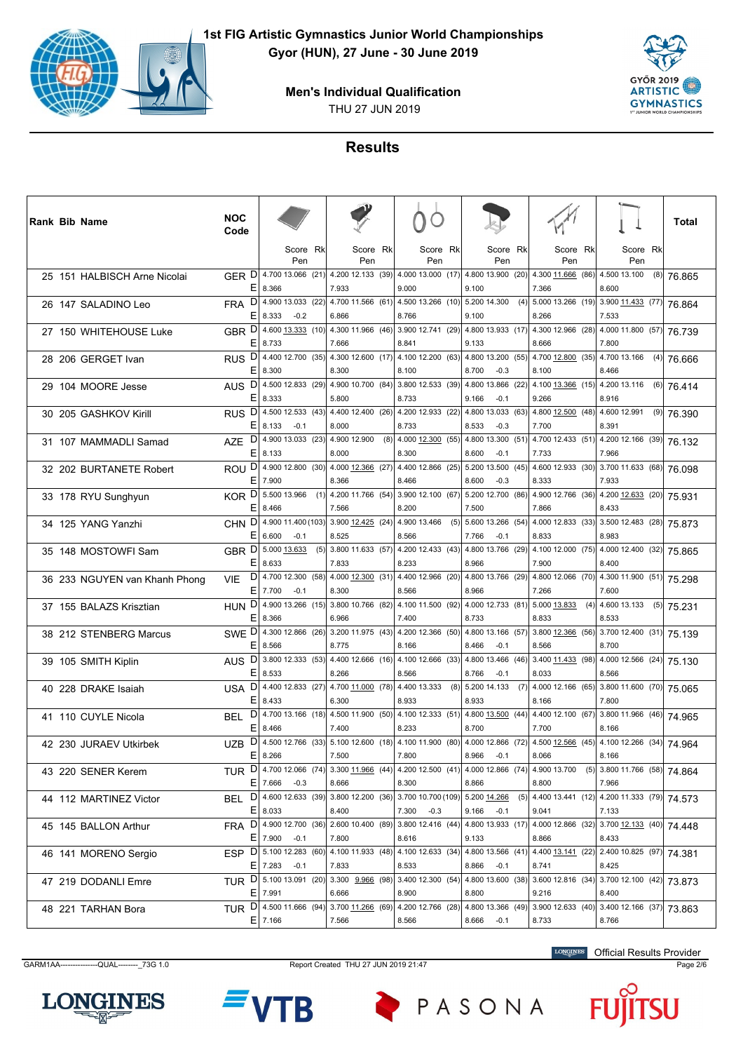# 1st FIG Artistic Gymnastics Junior World Championships

**Gyor (HUN), 27 June - 30 June 2019**

**Men's Individual Qualification**

THU 27 JUN 2019

## Results

| Rank | Bib | Name | NOC Code | | Floor Score (Rk) / Pen | Pommel Horse Score (Rk) / Pen | Rings Score (Rk) / Pen | Vault Score (Rk) / Pen | Parallel Bars Score (Rk) / Pen | Horizontal Bar Score (Rk) / Pen | Total |
|---|---|---|---|---|---|---|---|---|---|---|---|
| 25 | 151 | HALBISCH Arne Nicolai | GER | D | 4.700 13.066 (21) | 4.200 12.133 (39) | 4.000 13.000 (17) | 4.800 13.900 (20) | 4.300 11.666 (86) | 4.500 13.100 (8) | 76.865 |
| | | | | E | 8.366 | 7.933 | 9.000 | 9.100 | 7.366 | 8.600 | |
| 26 | 147 | SALADINO Leo | FRA | D | 4.900 13.033 (22) | 4.700 11.566 (61) | 4.500 13.266 (10) | 5.200 14.300 (4) | 5.000 13.266 (19) | 3.900 11.433 (77) | 76.864 |
| | | | | E | 8.333 -0.2 | 6.866 | 8.766 | 9.100 | 8.266 | 7.533 | |
| 27 | 150 | WHITEHOUSE Luke | GBR | D | 4.600 13.333 (10) | 4.300 11.966 (46) | 3.900 12.741 (29) | 4.800 13.933 (17) | 4.300 12.966 (28) | 4.000 11.800 (57) | 76.739 |
| | | | | E | 8.733 | 7.666 | 8.841 | 9.133 | 8.666 | 7.800 | |
| 28 | 206 | GERGET Ivan | RUS | D | 4.400 12.700 (35) | 4.300 12.600 (17) | 4.100 12.200 (63) | 4.800 13.200 (55) | 4.700 12.800 (35) | 4.700 13.166 (4) | 76.666 |
| | | | | E | 8.300 | 8.300 | 8.100 | 8.700 -0.3 | 8.100 | 8.466 | |
| 29 | 104 | MOORE Jesse | AUS | D | 4.500 12.833 (29) | 4.900 10.700 (84) | 3.800 12.533 (39) | 4.800 13.866 (22) | 4.100 13.366 (15) | 4.200 13.116 (6) | 76.414 |
| | | | | E | 8.333 | 5.800 | 8.733 | 9.166 -0.1 | 9.266 | 8.916 | |
| 30 | 205 | GASHKOV Kirill | RUS | D | 4.500 12.533 (43) | 4.400 12.400 (26) | 4.200 12.933 (22) | 4.800 13.033 (63) | 4.800 12.500 (48) | 4.600 12.991 (9) | 76.390 |
| | | | | E | 8.133 -0.1 | 8.000 | 8.733 | 8.533 -0.3 | 7.700 | 8.391 | |
| 31 | 107 | MAMMADLI Samad | AZE | D | 4.900 13.033 (23) | 4.900 12.900 (8) | 4.000 12.300 (55) | 4.800 13.300 (51) | 4.700 12.433 (51) | 4.200 12.166 (39) | 76.132 |
| | | | | E | 8.133 | 8.000 | 8.300 | 8.600 -0.1 | 7.733 | 7.966 | |
| 32 | 202 | BURTANETE Robert | ROU | D | 4.900 12.800 (30) | 4.000 12.366 (27) | 4.400 12.866 (25) | 5.200 13.500 (45) | 4.600 12.933 (30) | 3.700 11.633 (68) | 76.098 |
| | | | | E | 7.900 | 8.366 | 8.466 | 8.600 -0.3 | 8.333 | 7.933 | |
| 33 | 178 | RYU Sunghyun | KOR | D | 5.500 13.966 (1) | 4.200 11.766 (54) | 3.900 12.100 (67) | 5.200 12.700 (86) | 4.900 12.766 (36) | 4.200 12.633 (20) | 75.931 |
| | | | | E | 8.466 | 7.566 | 8.200 | 7.500 | 7.866 | 8.433 | |
| 34 | 125 | YANG Yanzhi | CHN | D | 4.900 11.400 (103) | 3.900 12.425 (24) | 4.900 13.466 (5) | 5.600 13.266 (54) | 4.000 12.833 (33) | 3.500 12.483 (28) | 75.873 |
| | | | | E | 6.600 -0.1 | 8.525 | 8.566 | 7.766 -0.1 | 8.833 | 8.983 | |
| 35 | 148 | MOSTOWFI Sam | GBR | D | 5.000 13.633 (5) | 3.800 11.633 (57) | 4.200 12.433 (43) | 4.800 13.766 (29) | 4.100 12.000 (75) | 4.000 12.400 (32) | 75.865 |
| | | | | E | 8.633 | 7.833 | 8.233 | 8.966 | 7.900 | 8.400 | |
| 36 | 233 | NGUYEN van Khanh Phong | VIE | D | 4.700 12.300 (58) | 4.000 12.300 (31) | 4.400 12.966 (20) | 4.800 13.766 (29) | 4.800 12.066 (70) | 4.300 11.900 (51) | 75.298 |
| | | | | E | 7.700 -0.1 | 8.300 | 8.566 | 8.966 | 7.266 | 7.600 | |
| 37 | 155 | BALAZS Krisztian | HUN | D | 4.900 13.266 (15) | 3.800 10.766 (82) | 4.100 11.500 (92) | 4.000 12.733 (81) | 5.000 13.833 (4) | 4.600 13.133 (5) | 75.231 |
| | | | | E | 8.366 | 6.966 | 7.400 | 8.733 | 8.833 | 8.533 | |
| 38 | 212 | STENBERG Marcus | SWE | D | 4.300 12.866 (26) | 3.200 11.975 (43) | 4.200 12.366 (50) | 4.800 13.166 (57) | 3.800 12.366 (56) | 3.700 12.400 (31) | 75.139 |
| | | | | E | 8.566 | 8.775 | 8.166 | 8.466 -0.1 | 8.566 | 8.700 | |
| 39 | 105 | SMITH Kiplin | AUS | D | 3.800 12.333 (53) | 4.400 12.666 (16) | 4.100 12.666 (33) | 4.800 13.466 (46) | 3.400 11.433 (98) | 4.000 12.566 (24) | 75.130 |
| | | | | E | 8.533 | 8.266 | 8.566 | 8.766 -0.1 | 8.033 | 8.566 | |
| 40 | 228 | DRAKE Isaiah | USA | D | 4.400 12.833 (27) | 4.700 11.000 (78) | 4.400 13.333 (8) | 5.200 14.133 (7) | 4.000 12.166 (65) | 3.800 11.600 (70) | 75.065 |
| | | | | E | 8.433 | 6.300 | 8.933 | 8.933 | 8.166 | 7.800 | |
| 41 | 110 | CUYLE Nicola | BEL | D | 4.700 13.166 (18) | 4.500 11.900 (50) | 4.100 12.333 (51) | 4.800 13.500 (44) | 4.400 12.100 (67) | 3.800 11.966 (46) | 74.965 |
| | | | | E | 8.466 | 7.400 | 8.233 | 8.700 | 7.700 | 8.166 | |
| 42 | 230 | JURAEV Utkirbek | UZB | D | 4.500 12.766 (33) | 5.100 12.600 (18) | 4.100 11.900 (80) | 4.000 12.866 (72) | 4.500 12.566 (45) | 4.100 12.266 (34) | 74.964 |
| | | | | E | 8.266 | 7.500 | 7.800 | 8.966 -0.1 | 8.066 | 8.166 | |
| 43 | 220 | SENER Kerem | TUR | D | 4.700 12.066 (74) | 3.300 11.966 (44) | 4.200 12.500 (41) | 4.000 12.866 (74) | 4.900 13.700 (5) | 3.800 11.766 (58) | 74.864 |
| | | | | E | 7.666 -0.3 | 8.666 | 8.300 | 8.866 | 8.800 | 7.966 | |
| 44 | 112 | MARTINEZ Victor | BEL | D | 4.600 12.633 (39) | 3.800 12.200 (36) | 3.700 10.700 (109) | 5.200 14.266 (5) | 4.400 13.441 (12) | 4.200 11.333 (79) | 74.573 |
| | | | | E | 8.033 | 8.400 | 7.300 -0.3 | 9.166 -0.1 | 9.041 | 7.133 | |
| 45 | 145 | BALLON Arthur | FRA | D | 4.900 12.700 (36) | 2.600 10.400 (89) | 3.800 12.416 (44) | 4.800 13.933 (17) | 4.000 12.866 (32) | 3.700 12.133 (40) | 74.448 |
| | | | | E | 7.900 -0.1 | 7.800 | 8.616 | 9.133 | 8.866 | 8.433 | |
| 46 | 141 | MORENO Sergio | ESP | D | 5.100 12.283 (60) | 4.100 11.933 (48) | 4.100 12.633 (34) | 4.800 13.566 (41) | 4.400 13.141 (22) | 2.400 10.825 (97) | 74.381 |
| | | | | E | 7.283 -0.1 | 7.833 | 8.533 | 8.866 -0.1 | 8.741 | 8.425 | |
| 47 | 219 | DODANLI Emre | TUR | D | 5.100 13.091 (20) | 3.300 9.966 (98) | 3.400 12.300 (54) | 4.800 13.600 (38) | 3.600 12.816 (34) | 3.700 12.100 (42) | 73.873 |
| | | | | E | 7.991 | 6.666 | 8.900 | 8.800 | 9.216 | 8.400 | |
| 48 | 221 | TARHAN Bora | TUR | D | 4.500 11.666 (94) | 3.700 11.266 (69) | 4.200 12.766 (28) | 4.800 13.366 (49) | 3.900 12.633 (40) | 3.400 12.166 (37) | 73.863 |
| | | | | E | 7.166 | 7.566 | 8.566 | 8.666 -0.1 | 8.733 | 8.766 | |

GARM1AA---------------QUAL--------_73G 1.0 — Report Created THU 27 JUN 2019 21:47

LONGINES Official Results Provider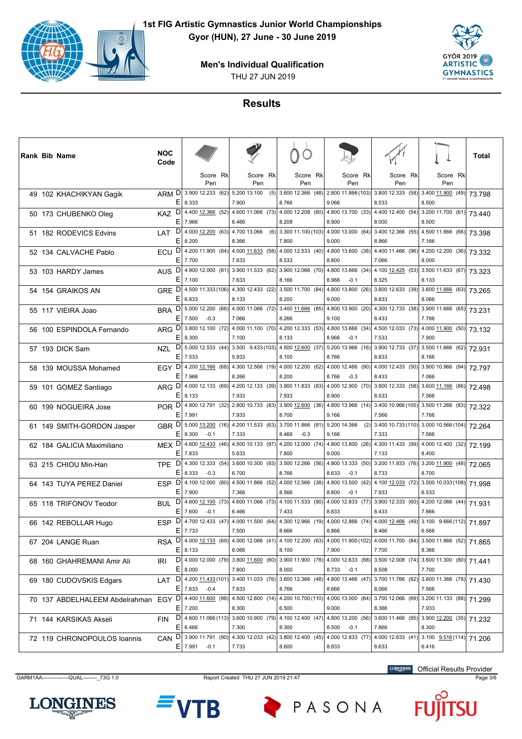# 1st FIG Artistic Gymnastics Junior World Championships

Gyor (HUN), 27 June - 30 June 2019

## Men's Individual Qualification

THU 27 JUN 2019

## Results

| Rank | Bib | Name | NOC Code | | Floor Score (Rk) / Pen | Pommel Horse Score (Rk) / Pen | Rings Score (Rk) / Pen | Vault Score (Rk) / Pen | Parallel Bars Score (Rk) / Pen | Horizontal Bar Score (Rk) / Pen | Total |
|---|---|---|---|---|---|---|---|---|---|---|---|
| 49 | 102 | KHACHIKYAN Gagik | ARM | D | 3.900 12.233 (62) | 5.200 13.100 (5) | 3.600 12.366 (48) | 2.800 11.866 (103) | 3.800 12.333 (58) | 3.400 11.900 (49) | 73.798 |
| | | | | E | 8.333 | 7.900 | 8.766 | 9.066 | 8.533 | 8.500 | |
| 50 | 173 | CHUBENKO Oleg | KAZ | D | 4.400 12.366 (52) | 4.600 11.066 (73) | 4.000 12.208 (60) | 4.800 13.700 (33) | 4.400 12.400 (54) | 3.200 11.700 (61) | 73.440 |
| | | | | E | 7.966 | 6.466 | 8.208 | 8.900 | 8.000 | 8.500 | |
| 51 | 182 | RODEVICS Edvins | LAT | D | 4.000 12.200 (63) | 4.700 13.066 (6) | 3.300 11.100 (103) | 4.000 13.000 (64) | 3.400 12.366 (55) | 4.500 11.666 (66) | 73.398 |
| | | | | E | 8.200 | 8.366 | 7.800 | 9.000 | 8.966 | 7.166 | |
| 52 | 134 | CALVACHE Pablo | ECU | D | 4.200 11.900 (84) | 4.000 11.633 (58) | 4.000 12.533 (40) | 4.800 13.600 (38) | 4.400 11.466 (96) | 4.200 12.200 (36) | 73.332 |
| | | | | E | 7.700 | 7.633 | 8.533 | 8.800 | 7.066 | 8.000 | |
| 53 | 103 | HARDY James | AUS | D | 4.900 12.000 (81) | 3.900 11.533 (62) | 3.900 12.066 (70) | 4.800 13.666 (34) | 4.100 12.425 (53) | 3.500 11.633 (67) | 73.323 |
| | | | | E | 7.100 | 7.633 | 8.166 | 8.966 -0.1 | 8.325 | 8.133 | |
| 54 | 154 | GRAIKOS AN | GRE | D | 4.500 11.333 (106) | 4.300 12.433 (22) | 3.500 11.700 (84) | 4.800 13.800 (26) | 3.800 12.633 (39) | 3.600 11.666 (63) | 73.265 |
| | | | | E | 6.833 | 8.133 | 8.200 | 9.000 | 8.833 | 8.066 | |
| 55 | 117 | VIEIRA Joao | BRA | D | 5.000 12.200 (66) | 4.000 11.066 (72) | 3.400 11.666 (85) | 4.800 13.900 (20) | 4.300 12.733 (38) | 3.900 11.666 (65) | 73.231 |
| | | | | E | 7.500 -0.3 | 7.066 | 8.266 | 9.100 | 8.433 | 7.766 | |
| 56 | 100 | ESPINDOLA Fernando | ARG | D | 3.800 12.100 (72) | 4.000 11.100 (70) | 4.200 12.333 (53) | 4.800 13.666 (34) | 4.500 12.033 (73) | 4.000 11.900 (50) | 73.132 |
| | | | | E | 8.300 | 7.100 | 8.133 | 8.966 -0.1 | 7.533 | 7.900 | |
| 57 | 193 | DICK Sam | NZL | D | 5.000 12.533 (44) | 3.500 9.433 (103) | 4.500 12.600 (37) | 5.200 13.966 (16) | 3.900 12.733 (37) | 3.500 11.666 (62) | 72.931 |
| | | | | E | 7.533 | 5.933 | 8.100 | 8.766 | 8.833 | 8.166 | |
| 58 | 139 | MOUSSA Mohamed | EGY | D | 4.200 12.166 (68) | 4.300 12.566 (19) | 4.000 12.200 (62) | 4.000 12.466 (90) | 4.000 12.433 (50) | 3.900 10.966 (94) | 72.797 |
| | | | | E | 7.966 | 8.266 | 8.200 | 8.766 -0.3 | 8.433 | 7.066 | |
| 59 | 101 | GOMEZ Santiago | ARG | D | 4.000 12.133 (69) | 4.200 12.133 (39) | 3.900 11.833 (83) | 4.000 12.900 (70) | 3.800 12.333 (58) | 3.600 11.166 (86) | 72.498 |
| | | | | E | 8.133 | 7.933 | 7.933 | 8.900 | 8.533 | 7.566 | |
| 60 | 199 | NOGUEIRA Jose | POR | D | 4.800 12.791 (32) | 2.800 10.733 (83) | 3.900 12.600 (36) | 4.800 13.966 (14) | 3.400 10.966 (105) | 3.500 11.266 (83) | 72.322 |
| | | | | E | 7.991 | 7.933 | 8.700 | 9.166 | 7.566 | 7.766 | |
| 61 | 149 | SMITH-GORDON Jasper | GBR | D | 5.000 13.200 (16) | 4.200 11.533 (63) | 3.700 11.866 (81) | 5.200 14.366 (2) | 3.400 10.733 (110) | 3.000 10.566 (104) | 72.264 |
| | | | | E | 8.300 -0.1 | 7.333 | 8.466 -0.3 | 9.166 | 7.333 | 7.566 | |
| 62 | 184 | GALICIA Maximiliano | MEX | D | 4.600 12.433 (46) | 4.500 10.133 (97) | 4.200 12.000 (74) | 4.800 13.800 (26) | 4.300 11.433 (99) | 4.000 12.400 (32) | 72.199 |
| | | | | E | 7.833 | 5.633 | 7.800 | 9.000 | 7.133 | 8.400 | |
| 63 | 215 | CHIOU Min-Han | TPE | D | 4.300 12.333 (54) | 3.600 10.300 (93) | 3.500 12.266 (56) | 4.800 13.333 (50) | 3.200 11.933 (76) | 3.200 11.900 (48) | 72.065 |
| | | | | E | 8.333 -0.3 | 6.700 | 8.766 | 8.633 -0.1 | 8.733 | 8.700 | |
| 64 | 143 | TUYA PEREZ Daniel | ESP | D | 4.100 12.000 (80) | 4.500 11.866 (52) | 4.000 12.566 (38) | 4.800 13.500 (42) | 4.100 12.033 (72) | 3.500 10.033 (108) | 71.998 |
| | | | | E | 7.900 | 7.366 | 8.566 | 8.800 -0.1 | 7.933 | 6.533 | |
| 65 | 118 | TRIFONOV Teodor | BUL | D | 4.600 12.100 (73) | 4.600 11.066 (73) | 4.100 11.533 (90) | 4.000 12.833 (77) | 3.900 12.333 (60) | 4.200 12.066 (44) | 71.931 |
| | | | | E | 7.600 -0.1 | 6.466 | 7.433 | 8.833 | 8.433 | 7.866 | |
| 66 | 142 | REBOLLAR Hugo | ESP | D | 4.700 12.433 (47) | 4.000 11.500 (64) | 4.300 12.966 (19) | 4.000 12.866 (74) | 4.000 12.466 (49) | 3.100 9.666 (112) | 71.897 |
| | | | | E | 7.733 | 7.500 | 8.666 | 8.866 | 8.466 | 6.566 | |
| 67 | 204 | LANGE Ruan | RSA | D | 4.000 12.133 (69) | 4.000 12.066 (41) | 4.100 12.200 (63) | 4.000 11.900 (102) | 4.000 11.700 (84) | 3.500 11.866 (52) | 71.865 |
| | | | | E | 8.133 | 8.066 | 8.100 | 7.900 | 7.700 | 8.366 | |
| 68 | 160 | GHAHREMANI Amir Ali | IRI | D | 4.000 12.000 (79) | 3.800 11.600 (60) | 3.900 11.900 (78) | 4.000 12.633 (88) | 3.500 12.008 (74) | 3.600 11.300 (80) | 71.441 |
| | | | | E | 8.000 | 7.800 | 8.000 | 8.733 -0.1 | 8.508 | 7.700 | |
| 69 | 180 | CUDOVSKIS Edgars | LAT | D | 4.200 11.433 (101) | 3.400 11.033 (76) | 3.600 12.366 (48) | 4.800 13.466 (47) | 3.700 11.766 (82) | 3.800 11.366 (78) | 71.430 |
| | | | | E | 7.633 -0.4 | 7.633 | 8.766 | 8.666 | 8.066 | 7.566 | |
| 70 | 137 | ABDELHALEEM Abdelrahman | EGY | D | 4.400 11.600 (98) | 4.500 12.800 (14) | 4.200 10.700 (110) | 4.000 13.000 (64) | 3.700 12.066 (69) | 3.200 11.133 (88) | 71.299 |
| | | | | E | 7.200 | 8.300 | 6.500 | 9.000 | 8.366 | 7.933 | |
| 71 | 144 | KARSIKAS Akseli | FIN | D | 4.600 11.066 (113) | 3.600 10.900 (79) | 4.100 12.400 (47) | 4.800 13.200 (56) | 3.600 11.466 (95) | 3.900 12.200 (35) | 71.232 |
| | | | | E | 6.466 | 7.300 | 8.300 | 8.500 -0.1 | 7.866 | 8.300 | |
| 72 | 119 | CHRONOPOULOS Ioannis | CAN | D | 3.900 11.791 (90) | 4.300 12.033 (42) | 3.800 12.400 (45) | 4.000 12.833 (77) | 4.000 12.633 (41) | 3.100 9.516 (114) | 71.206 |
| | | | | E | 7.991 -0.1 | 7.733 | 8.600 | 8.833 | 8.633 | 6.416 | |

GARM1AA---------------QUAL--------_73G 1.0 | Report Created THU 27 JUN 2019 21:47 | Official Results Provider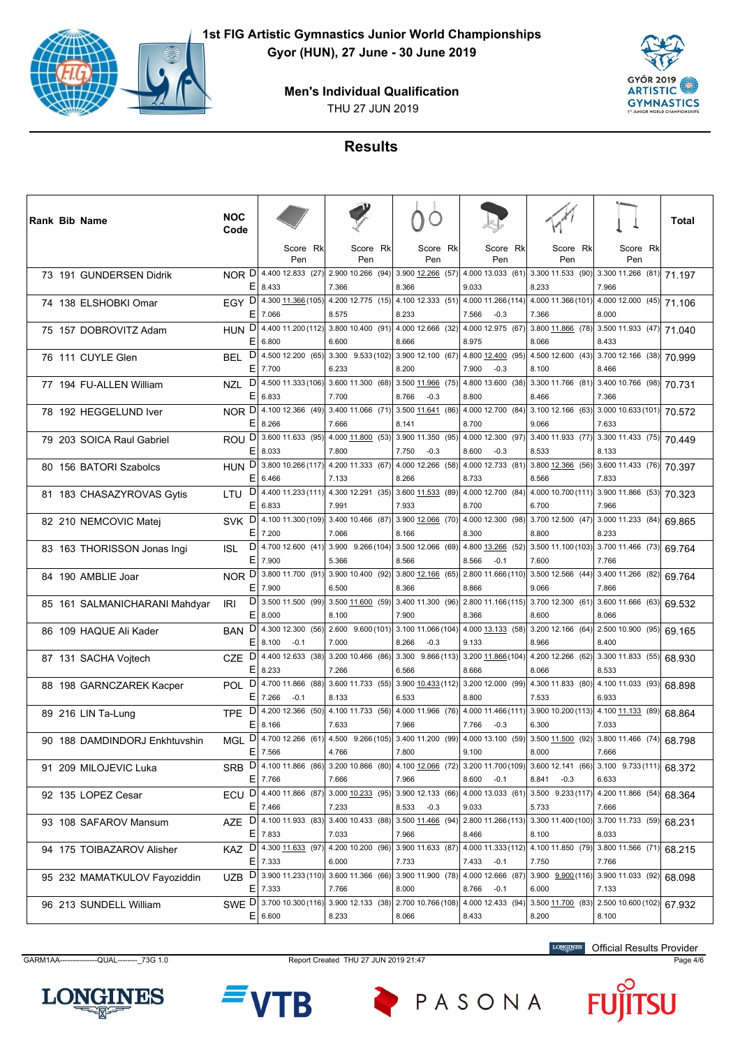# 1st FIG Artistic Gymnastics Junior World Championships

**Gyor (HUN), 27 June - 30 June 2019**

**Men's Individual Qualification**

THU 27 JUN 2019

## Results

| Rank | Bib | Name | NOC Code | | Floor Score Rk / Pen | Pommel Horse Score Rk / Pen | Rings Score Rk / Pen | Vault Score Rk / Pen | Parallel Bars Score Rk / Pen | Horizontal Bar Score Rk / Pen | Total |
|---|---|---|---|---|---|---|---|---|---|---|---|
| 73 | 191 | GUNDERSEN Didrik | NOR | D | 4.400 12.833 (27) | 2.900 10.266 (94) | 3.900 12.266 (57) | 4.000 13.033 (61) | 3.300 11.533 (90) | 3.300 11.266 (81) | 71.197 |
| | | | | E | 8.433 | 7.366 | 8.366 | 9.033 | 8.233 | 7.966 | |
| 74 | 138 | ELSHOBKI Omar | EGY | D | 4.300 11.366 (105) | 4.200 12.775 (15) | 4.100 12.333 (51) | 4.000 11.266 (114) | 4.000 11.366 (101) | 4.000 12.000 (45) | 71.106 |
| | | | | E | 7.066 | 8.575 | 8.233 | 7.566 -0.3 | 7.366 | 8.000 | |
| 75 | 157 | DOBROVITZ Adam | HUN | D | 4.400 11.200 (112) | 3.800 10.400 (91) | 4.000 12.666 (32) | 4.000 12.975 (67) | 3.800 11.866 (78) | 3.500 11.933 (47) | 71.040 |
| | | | | E | 6.800 | 6.600 | 8.666 | 8.975 | 8.066 | 8.433 | |
| 76 | 111 | CUYLE Glen | BEL | D | 4.500 12.200 (65) | 3.300 9.533 (102) | 3.900 12.100 (67) | 4.800 12.400 (95) | 4.500 12.600 (43) | 3.700 12.166 (38) | 70.999 |
| | | | | E | 7.700 | 6.233 | 8.200 | 7.900 -0.3 | 8.100 | 8.466 | |
| 77 | 194 | FU-ALLEN William | NZL | D | 4.500 11.333 (106) | 3.600 11.300 (68) | 3.500 11.966 (75) | 4.800 13.600 (38) | 3.300 11.766 (81) | 3.400 10.766 (98) | 70.731 |
| | | | | E | 6.833 | 7.700 | 8.766 -0.3 | 8.800 | 8.466 | 7.366 | |
| 78 | 192 | HEGGELUND Iver | NOR | D | 4.100 12.366 (49) | 3.400 11.066 (71) | 3.500 11.641 (86) | 4.000 12.700 (84) | 3.100 12.166 (63) | 3.000 10.633 (101) | 70.572 |
| | | | | E | 8.266 | 7.666 | 8.141 | 8.700 | 9.066 | 7.633 | |
| 79 | 203 | SOICA Raul Gabriel | ROU | D | 3.600 11.633 (95) | 4.000 11.800 (53) | 3.900 11.350 (95) | 4.000 12.300 (97) | 3.400 11.933 (77) | 3.300 11.433 (75) | 70.449 |
| | | | | E | 8.033 | 7.800 | 7.750 -0.3 | 8.600 -0.3 | 8.533 | 8.133 | |
| 80 | 156 | BATORI Szabolcs | HUN | D | 3.800 10.266 (117) | 4.200 11.333 (67) | 4.000 12.266 (58) | 4.000 12.733 (81) | 3.800 12.366 (56) | 3.600 11.433 (76) | 70.397 |
| | | | | E | 6.466 | 7.133 | 8.266 | 8.733 | 8.566 | 7.833 | |
| 81 | 183 | CHASAZYROVAS Gytis | LTU | D | 4.400 11.233 (111) | 4.300 12.291 (35) | 3.600 11.533 (89) | 4.000 12.700 (84) | 4.000 10.700 (111) | 3.900 11.866 (53) | 70.323 |
| | | | | E | 6.833 | 7.991 | 7.933 | 8.700 | 6.700 | 7.966 | |
| 82 | 210 | NEMCOVIC Matej | SVK | D | 4.100 11.300 (109) | 3.400 10.466 (87) | 3.900 12.066 (70) | 4.000 12.300 (98) | 3.700 12.500 (47) | 3.000 11.233 (84) | 69.865 |
| | | | | E | 7.200 | 7.066 | 8.166 | 8.300 | 8.800 | 8.233 | |
| 83 | 163 | THORISSON Jonas Ingi | ISL | D | 4.700 12.600 (41) | 3.900 9.266 (104) | 3.500 12.066 (69) | 4.800 13.266 (52) | 3.500 11.100 (103) | 3.700 11.466 (73) | 69.764 |
| | | | | E | 7.900 | 5.366 | 8.566 | 8.566 -0.1 | 7.600 | 7.766 | |
| 84 | 190 | AMBLIE Joar | NOR | D | 3.800 11.700 (91) | 3.900 10.400 (92) | 3.800 12.166 (65) | 2.800 11.666 (110) | 3.500 12.566 (44) | 3.400 11.266 (82) | 69.764 |
| | | | | E | 7.900 | 6.500 | 8.366 | 8.866 | 9.066 | 7.866 | |
| 85 | 161 | SALMANICHARANI Mahdyar | IRI | D | 3.500 11.500 (99) | 3.500 11.600 (59) | 3.400 11.300 (96) | 2.800 11.166 (115) | 3.700 12.300 (61) | 3.600 11.666 (63) | 69.532 |
| | | | | E | 8.000 | 8.100 | 7.900 | 8.366 | 8.600 | 8.066 | |
| 86 | 109 | HAQUE Ali Kader | BAN | D | 4.300 12.300 (56) | 2.600 9.600 (101) | 3.100 11.066 (104) | 4.000 13.133 (58) | 3.200 12.166 (64) | 2.500 10.900 (95) | 69.165 |
| | | | | E | 8.100 -0.1 | 7.000 | 8.266 -0.3 | 9.133 | 8.966 | 8.400 | |
| 87 | 131 | SACHA Vojtech | CZE | D | 4.400 12.633 (38) | 3.200 10.466 (86) | 3.300 9.866 (113) | 3.200 11.866 (104) | 4.200 12.266 (62) | 3.300 11.833 (55) | 68.930 |
| | | | | E | 8.233 | 7.266 | 6.566 | 8.666 | 8.066 | 8.533 | |
| 88 | 198 | GARNCZAREK Kacper | POL | D | 4.700 11.866 (88) | 3.600 11.733 (55) | 3.900 10.433 (112) | 3.200 12.000 (99) | 4.300 11.833 (80) | 4.100 11.033 (93) | 68.898 |
| | | | | E | 7.266 -0.1 | 8.133 | 6.533 | 8.800 | 7.533 | 6.933 | |
| 89 | 216 | LIN Ta-Lung | TPE | D | 4.200 12.366 (50) | 4.100 11.733 (56) | 4.000 11.966 (76) | 4.000 11.466 (111) | 3.900 10.200 (113) | 4.100 11.133 (89) | 68.864 |
| | | | | E | 8.166 | 7.633 | 7.966 | 7.766 -0.3 | 6.300 | 7.033 | |
| 90 | 188 | DAMDINDORJ Enkhtuvshin | MGL | D | 4.700 12.266 (61) | 4.500 9.266 (105) | 3.400 11.200 (99) | 4.000 13.100 (59) | 3.500 11.500 (92) | 3.800 11.466 (74) | 68.798 |
| | | | | E | 7.566 | 4.766 | 7.800 | 9.100 | 8.000 | 7.666 | |
| 91 | 209 | MILOJEVIC Luka | SRB | D | 4.100 11.866 (86) | 3.200 10.866 (80) | 4.100 12.066 (72) | 3.200 11.700 (109) | 3.600 12.141 (66) | 3.100 9.733 (111) | 68.372 |
| | | | | E | 7.766 | 7.666 | 7.966 | 8.600 -0.1 | 8.841 -0.3 | 6.633 | |
| 92 | 135 | LOPEZ Cesar | ECU | D | 4.400 11.866 (87) | 3.000 10.233 (95) | 3.900 12.133 (66) | 4.000 13.033 (61) | 3.500 9.233 (117) | 4.200 11.866 (54) | 68.364 |
| | | | | E | 7.466 | 7.233 | 8.533 -0.3 | 9.033 | 5.733 | 7.666 | |
| 93 | 108 | SAFAROV Mansum | AZE | D | 4.100 11.933 (83) | 3.400 10.433 (88) | 3.500 11.466 (94) | 2.800 11.266 (113) | 3.300 11.400 (100) | 3.700 11.733 (59) | 68.231 |
| | | | | E | 7.833 | 7.033 | 7.966 | 8.466 | 8.100 | 8.033 | |
| 94 | 175 | TOIBAZAROV Alisher | KAZ | D | 4.300 11.633 (97) | 4.200 10.200 (96) | 3.900 11.633 (87) | 4.000 11.333 (112) | 4.100 11.850 (79) | 3.800 11.566 (71) | 68.215 |
| | | | | E | 7.333 | 6.000 | 7.733 | 7.433 -0.1 | 7.750 | 7.766 | |
| 95 | 232 | MAMATKULOV Fayoziddin | UZB | D | 3.900 11.233 (110) | 3.600 11.366 (66) | 3.900 11.900 (78) | 4.000 12.666 (87) | 3.900 9.900 (116) | 3.900 11.033 (92) | 68.098 |
| | | | | E | 7.333 | 7.766 | 8.000 | 8.766 -0.1 | 6.000 | 7.133 | |
| 96 | 213 | SUNDELL William | SWE | D | 3.700 10.300 (116) | 3.900 12.133 (38) | 2.700 10.766 (108) | 4.000 12.433 (94) | 3.500 11.700 (83) | 2.500 10.600 (102) | 67.932 |
| | | | | E | 6.600 | 8.233 | 8.066 | 8.433 | 8.200 | 8.100 | |

GARM1AA---------------QUAL--------_73G 1.0 — Report Created THU 27 JUN 2019 21:47

Official Results Provider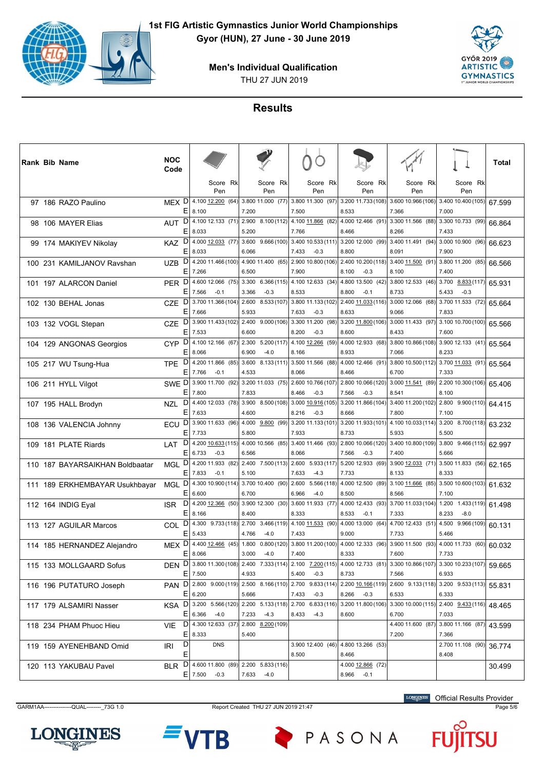# 1st FIG Artistic Gymnastics Junior World Championships

**Gyor (HUN), 27 June - 30 June 2019**

**Men's Individual Qualification**

THU 27 JUN 2019

## Results

| Rank | Bib | Name | NOC Code | | Floor Score (Rk) Pen | Pommel Horse Score (Rk) Pen | Rings Score (Rk) Pen | Vault Score (Rk) Pen | Parallel Bars Score (Rk) Pen | Horizontal Bar Score (Rk) Pen | Total |
|---|---|---|---|---|---|---|---|---|---|---|---|
| 97 | 186 | RAZO Paulino | MEX | D | 4.100 12.200 (64) | 3.800 11.000 (77) | 3.800 11.300 (97) | 3.200 11.733 (108) | 3.600 10.966 (106) | 3.400 10.400 (105) | 67.599 |
| | | | | E | 8.100 | 7.200 | 7.500 | 8.533 | 7.366 | 7.000 | |
| 98 | 106 | MAYER Elias | AUT | D | 4.100 12.133 (71) | 2.900 8.100 (112) | 4.100 11.866 (82) | 4.000 12.466 (91) | 3.300 11.566 (88) | 3.300 10.733 (99) | 66.864 |
| | | | | E | 8.033 | 5.200 | 7.766 | 8.466 | 8.266 | 7.433 | |
| 99 | 174 | MAKIYEV Nikolay | KAZ | D | 4.000 12.033 (77) | 3.600 9.666 (100) | 3.400 10.533 (111) | 3.200 12.000 (99) | 3.400 11.491 (94) | 3.000 10.900 (96) | 66.623 |
| | | | | E | 8.033 | 6.066 | 7.433 -0.3 | 8.800 | 8.091 | 7.900 | |
| 100 | 231 | KAMILJANOV Ravshan | UZB | D | 4.200 11.466 (100) | 4.900 11.400 (65) | 2.900 10.800 (106) | 2.400 10.200 (118) | 3.400 11.500 (91) | 3.800 11.200 (85) | 66.566 |
| | | | | E | 7.266 | 6.500 | 7.900 | 8.100 -0.3 | 8.100 | 7.400 | |
| 101 | 197 | ALARCON Daniel | PER | D | 4.600 12.066 (75) | 3.300 6.366 (115) | 4.100 12.633 (34) | 4.800 13.500 (42) | 3.800 12.533 (46) | 3.700 8.833 (117) | 65.931 |
| | | | | E | 7.566 -0.1 | 3.366 -0.3 | 8.533 | 8.800 -0.1 | 8.733 | 5.433 -0.3 | |
| 102 | 130 | BEHAL Jonas | CZE | D | 3.700 11.366 (104) | 2.600 8.533 (107) | 3.800 11.133 (102) | 2.400 11.033 (116) | 3.000 12.066 (68) | 3.700 11.533 (72) | 65.664 |
| | | | | E | 7.666 | 5.933 | 7.633 -0.3 | 8.633 | 9.066 | 7.833 | |
| 103 | 132 | VOGL Stepan | CZE | D | 3.900 11.433 (102) | 2.400 9.000 (106) | 3.300 11.200 (98) | 3.200 11.800 (106) | 3.000 11.433 (97) | 3.100 10.700 (100) | 65.566 |
| | | | | E | 7.533 | 6.600 | 8.200 -0.3 | 8.600 | 8.433 | 7.600 | |
| 104 | 129 | ANGONAS Georgios | CYP | D | 4.100 12.166 (67) | 2.300 5.200 (117) | 4.100 12.266 (59) | 4.000 12.933 (68) | 3.800 10.866 (108) | 3.900 12.133 (41) | 65.564 |
| | | | | E | 8.066 | 6.900 -4.0 | 8.166 | 8.933 | 7.066 | 8.233 | |
| 105 | 217 | WU Tsung-Hua | TPE | D | 4.200 11.866 (85) | 3.600 8.133 (111) | 3.500 11.566 (88) | 4.000 12.466 (91) | 3.800 10.500 (112) | 3.700 11.033 (91) | 65.564 |
| | | | | E | 7.766 -0.1 | 4.533 | 8.066 | 8.466 | 6.700 | 7.333 | |
| 106 | 211 | HYLL Vilgot | SWE | D | 3.900 11.700 (92) | 3.200 11.033 (75) | 2.600 10.766 (107) | 2.800 10.066 (120) | 3.000 11.541 (89) | 2.200 10.300 (106) | 65.406 |
| | | | | E | 7.800 | 7.833 | 8.466 -0.3 | 7.566 -0.3 | 8.541 | 8.100 | |
| 107 | 195 | HALL Brodyn | NZL | D | 4.400 12.033 (78) | 3.900 8.500 (108) | 3.000 10.916 (105) | 3.200 11.866 (104) | 3.400 11.200 (102) | 2.800 9.900 (110) | 64.415 |
| | | | | E | 7.633 | 4.600 | 8.216 -0.3 | 8.666 | 7.800 | 7.100 | |
| 108 | 136 | VALENCIA Johnny | ECU | D | 3.900 11.633 (96) | 4.000 9.800 (99) | 3.200 11.133 (101) | 3.200 11.933 (101) | 4.100 10.033 (114) | 3.200 8.700 (118) | 63.232 |
| | | | | E | 7.733 | 5.800 | 7.933 | 8.733 | 5.933 | 5.500 | |
| 109 | 181 | PLATE Riards | LAT | D | 4.200 10.633 (115) | 4.000 10.566 (85) | 3.400 11.466 (93) | 2.800 10.066 (120) | 3.400 10.800 (109) | 3.800 9.466 (115) | 62.997 |
| | | | | E | 6.733 -0.3 | 6.566 | 8.066 | 7.566 -0.3 | 7.400 | 5.666 | |
| 110 | 187 | BAYARSAIKHAN Boldbaatar | MGL | D | 4.200 11.933 (82) | 2.400 7.500 (113) | 2.600 5.933 (117) | 5.200 12.933 (69) | 3.900 12.033 (71) | 3.500 11.833 (56) | 62.165 |
| | | | | E | 7.833 -0.1 | 5.100 | 7.633 -4.3 | 7.733 | 8.133 | 8.333 | |
| 111 | 189 | ERKHEMBAYAR Usukhbayar | MGL | D | 4.300 10.900 (114) | 3.700 10.400 (90) | 2.600 5.566 (118) | 4.000 12.500 (89) | 3.100 11.666 (85) | 3.500 10.600 (103) | 61.632 |
| | | | | E | 6.600 | 6.700 | 6.966 -4.0 | 8.500 | 8.566 | 7.100 | |
| 112 | 164 | INDIG Eyal | ISR | D | 4.200 12.366 (50) | 3.900 12.300 (30) | 3.600 11.933 (77) | 4.000 12.433 (93) | 3.700 11.033 (104) | 1.200 1.433 (119) | 61.498 |
| | | | | E | 8.166 | 8.400 | 8.333 | 8.533 -0.1 | 7.333 | 8.233 -8.0 | |
| 113 | 127 | AGUILAR Marcos | COL | D | 4.300 9.733 (118) | 2.700 3.466 (119) | 4.100 11.533 (90) | 4.000 13.000 (64) | 4.700 12.433 (51) | 4.500 9.966 (109) | 60.131 |
| | | | | E | 5.433 | 4.766 -4.0 | 7.433 | 9.000 | 7.733 | 5.466 | |
| 114 | 185 | HERNANDEZ Alejandro | MEX | D | 4.400 12.466 (45) | 1.800 0.800 (120) | 3.800 11.200 (100) | 4.000 12.333 (96) | 3.900 11.500 (93) | 4.000 11.733 (60) | 60.032 |
| | | | | E | 8.066 | 3.000 -4.0 | 7.400 | 8.333 | 7.600 | 7.733 | |
| 115 | 133 | MOLLGAARD Sofus | DEN | D | 3.800 11.300 (108) | 2.400 7.333 (114) | 2.100 7.200 (115) | 4.000 12.733 (81) | 3.300 10.866 (107) | 3.300 10.233 (107) | 59.665 |
| | | | | E | 7.500 | 4.933 | 5.400 -0.3 | 8.733 | 7.566 | 6.933 | |
| 116 | 196 | PUTATURO Joseph | PAN | D | 2.800 9.000 (119) | 2.500 8.166 (110) | 2.700 9.833 (114) | 2.200 10.166 (119) | 2.600 9.133 (118) | 3.200 9.533 (113) | 55.831 |
| | | | | E | 6.200 | 5.666 | 7.433 -0.3 | 8.266 -0.3 | 6.533 | 6.333 | |
| 117 | 179 | ALSAMIRI Nasser | KSA | D | 3.200 5.566 (120) | 2.200 5.133 (118) | 2.700 6.833 (116) | 3.200 11.800 (106) | 3.300 10.000 (115) | 2.400 9.433 (116) | 48.465 |
| | | | | E | 6.366 -4.0 | 7.233 -4.3 | 8.433 -4.3 | 8.600 | 6.700 | 7.033 | |
| 118 | 234 | PHAM Phuoc Hieu | VIE | D | 4.300 12.633 (37) | 2.800 8.200 (109) | | | 4.400 11.600 (87) | 3.800 11.166 (87) | 43.599 |
| | | | | E | 8.333 | 5.400 | | | 7.200 | 7.366 | |
| 119 | 159 | AYENEHBAND Omid | IRI | D | DNS | | 3.900 12.400 (46) | 4.800 13.266 (53) | | 2.700 11.108 (90) | 36.774 |
| | | | | E | | | 8.500 | 8.466 | | 8.408 | |
| 120 | 113 | YAKUBAU Pavel | BLR | D | 4.600 11.800 (89) | 2.200 5.833 (116) | | 4.000 12.866 (72) | | | 30.499 |
| | | | | E | 7.500 -0.3 | 7.633 -4.0 | | 8.966 -0.1 | | | |

GARM1AA---------------QUAL--------_73G 1.0 Report Created THU 27 JUN 2019 21:47

Official Results Provider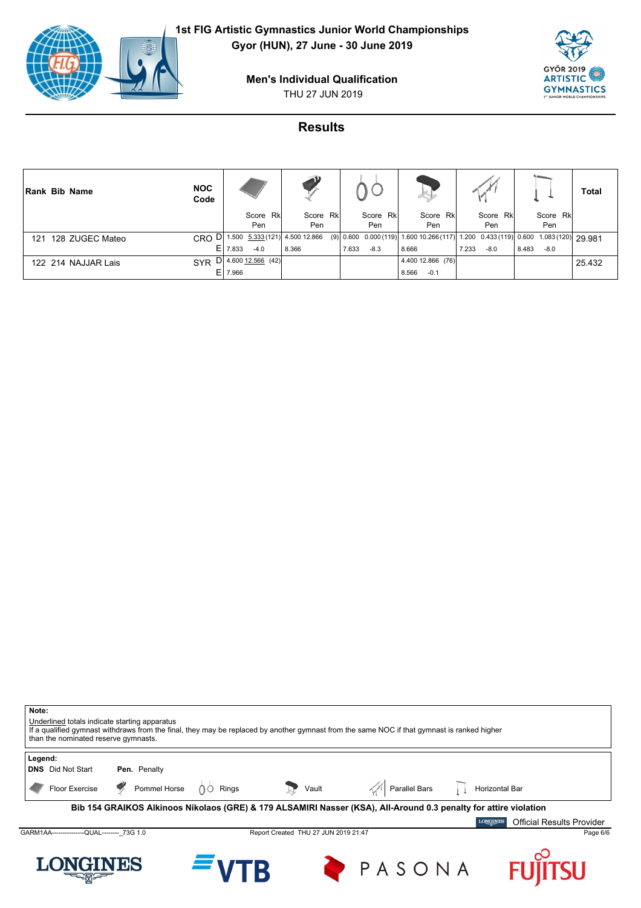**1st FIG Artistic Gymnastics Junior World Championships**
**Gyor (HUN), 27 June - 30 June 2019**

**Men's Individual Qualification**
THU 27 JUN 2019

## Results

| Rank | Bib | Name | NOC Code | | Floor Exercise Score / Pen | Rk | Pommel Horse Score / Pen | Rk | Rings Score / Pen | Rk | Vault Score / Pen | Rk | Parallel Bars Score / Pen | Rk | Horizontal Bar Score / Pen | Rk | Total |
|---|---|---|---|---|---|---|---|---|---|---|---|---|---|---|---|---|---|
| 121 | 128 | ZUGEC Mateo | CRO | D | 1.500 5.333 | (121) | 4.500 12.866 | (9) | 0.600 0.000 | (119) | 1.600 10.266 | (117) | 1.200 0.433 | (119) | 0.600 1.083 | (120) | 29.981 |
| | | | | E | 7.833 -4.0 | | 8.366 | | 7.633 -8.3 | | 8.666 | | 7.233 -8.0 | | 8.483 -8.0 | | |
| 122 | 214 | NAJJAR Lais | SYR | D | 4.600 12.566 | (42) | | | | | 4.400 12.866 | (76) | | | | | 25.432 |
| | | | | E | 7.966 | | | | | | 8.566 -0.1 | | | | | | |

**Note:**
Underlined totals indicate starting apparatus
If a qualified gymnast withdraws from the final, they may be replaced by another gymnast from the same NOC if that gymnast is ranked higher than the nominated reserve gymnasts.

**Legend:**
**DNS** Did Not Start **Pen.** Penalty
Floor Exercise, Pommel Horse, Rings, Vault, Parallel Bars, Horizontal Bar

**Bib 154 GRAIKOS Alkinoos Nikolaos (GRE) & 179 ALSAMIRI Nasser (KSA), All-Around 0.3 penalty for attire violation**

Official Results Provider

GARM1AA---------------QUAL--------_73G 1.0 Report Created THU 27 JUN 2019 21:47